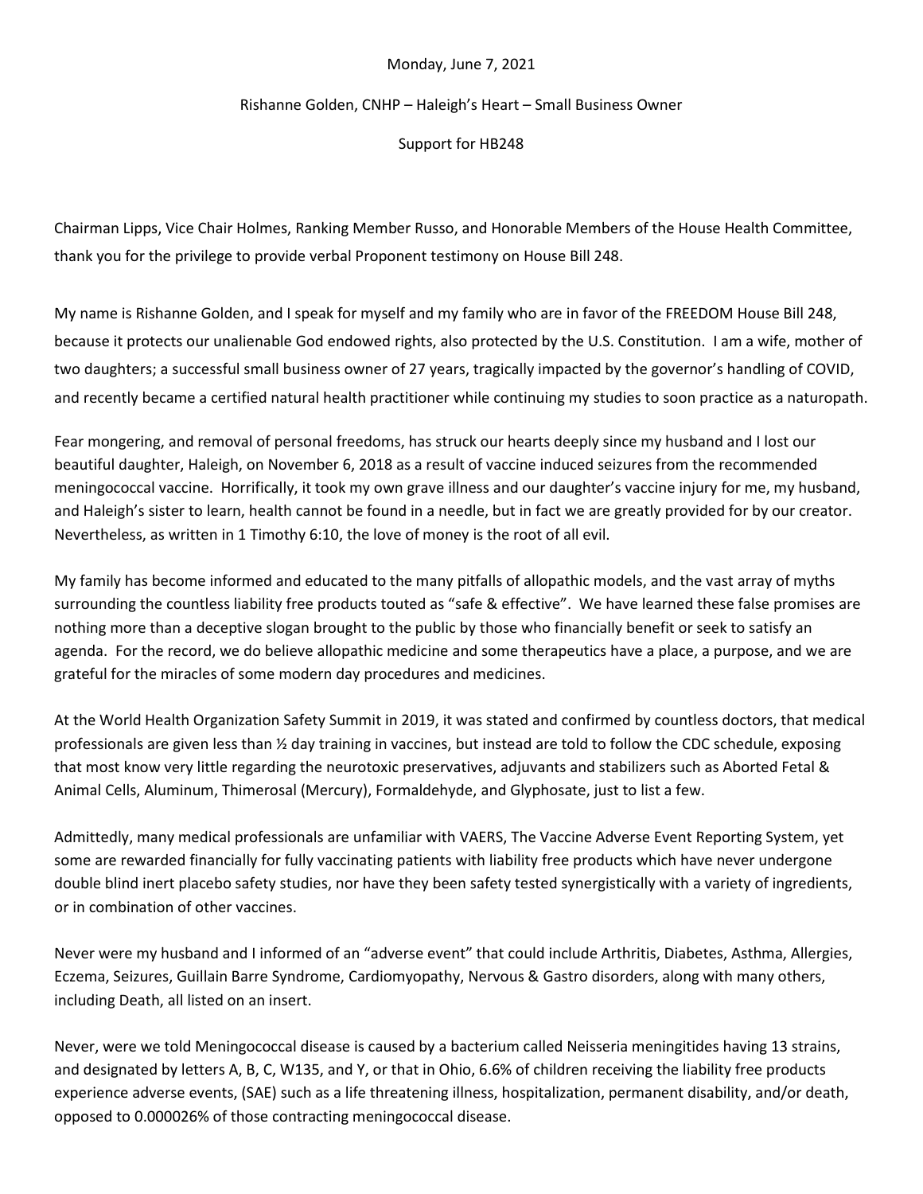Monday, June 7, 2021

Rishanne Golden, CNHP – Haleigh's Heart – Small Business Owner

Support for HB248

Chairman Lipps, Vice Chair Holmes, Ranking Member Russo, and Honorable Members of the House Health Committee, thank you for the privilege to provide verbal Proponent testimony on House Bill 248.

My name is Rishanne Golden, and I speak for myself and my family who are in favor of the FREEDOM House Bill 248, because it protects our unalienable God endowed rights, also protected by the U.S. Constitution. I am a wife, mother of two daughters; a successful small business owner of 27 years, tragically impacted by the governor's handling of COVID, and recently became a certified natural health practitioner while continuing my studies to soon practice as a naturopath.

Fear mongering, and removal of personal freedoms, has struck our hearts deeply since my husband and I lost our beautiful daughter, Haleigh, on November 6, 2018 as a result of vaccine induced seizures from the recommended meningococcal vaccine. Horrifically, it took my own grave illness and our daughter's vaccine injury for me, my husband, and Haleigh's sister to learn, health cannot be found in a needle, but in fact we are greatly provided for by our creator. Nevertheless, as written in 1 Timothy 6:10, the love of money is the root of all evil.

My family has become informed and educated to the many pitfalls of allopathic models, and the vast array of myths surrounding the countless liability free products touted as "safe & effective". We have learned these false promises are nothing more than a deceptive slogan brought to the public by those who financially benefit or seek to satisfy an agenda. For the record, we do believe allopathic medicine and some therapeutics have a place, a purpose, and we are grateful for the miracles of some modern day procedures and medicines.

At the World Health Organization Safety Summit in 2019, it was stated and confirmed by countless doctors, that medical professionals are given less than ½ day training in vaccines, but instead are told to follow the CDC schedule, exposing that most know very little regarding the neurotoxic preservatives, adjuvants and stabilizers such as Aborted Fetal & Animal Cells, Aluminum, Thimerosal (Mercury), Formaldehyde, and Glyphosate, just to list a few.

Admittedly, many medical professionals are unfamiliar with VAERS, The Vaccine Adverse Event Reporting System, yet some are rewarded financially for fully vaccinating patients with liability free products which have never undergone double blind inert placebo safety studies, nor have they been safety tested synergistically with a variety of ingredients, or in combination of other vaccines.

Never were my husband and I informed of an "adverse event" that could include Arthritis, Diabetes, Asthma, Allergies, Eczema, Seizures, Guillain Barre Syndrome, Cardiomyopathy, Nervous & Gastro disorders, along with many others, including Death, all listed on an insert.

Never, were we told Meningococcal disease is caused by a bacterium called Neisseria meningitides having 13 strains, and designated by letters A, B, C, W135, and Y, or that in Ohio, 6.6% of children receiving the liability free products experience adverse events, (SAE) such as a life threatening illness, hospitalization, permanent disability, and/or death, opposed to 0.000026% of those contracting meningococcal disease.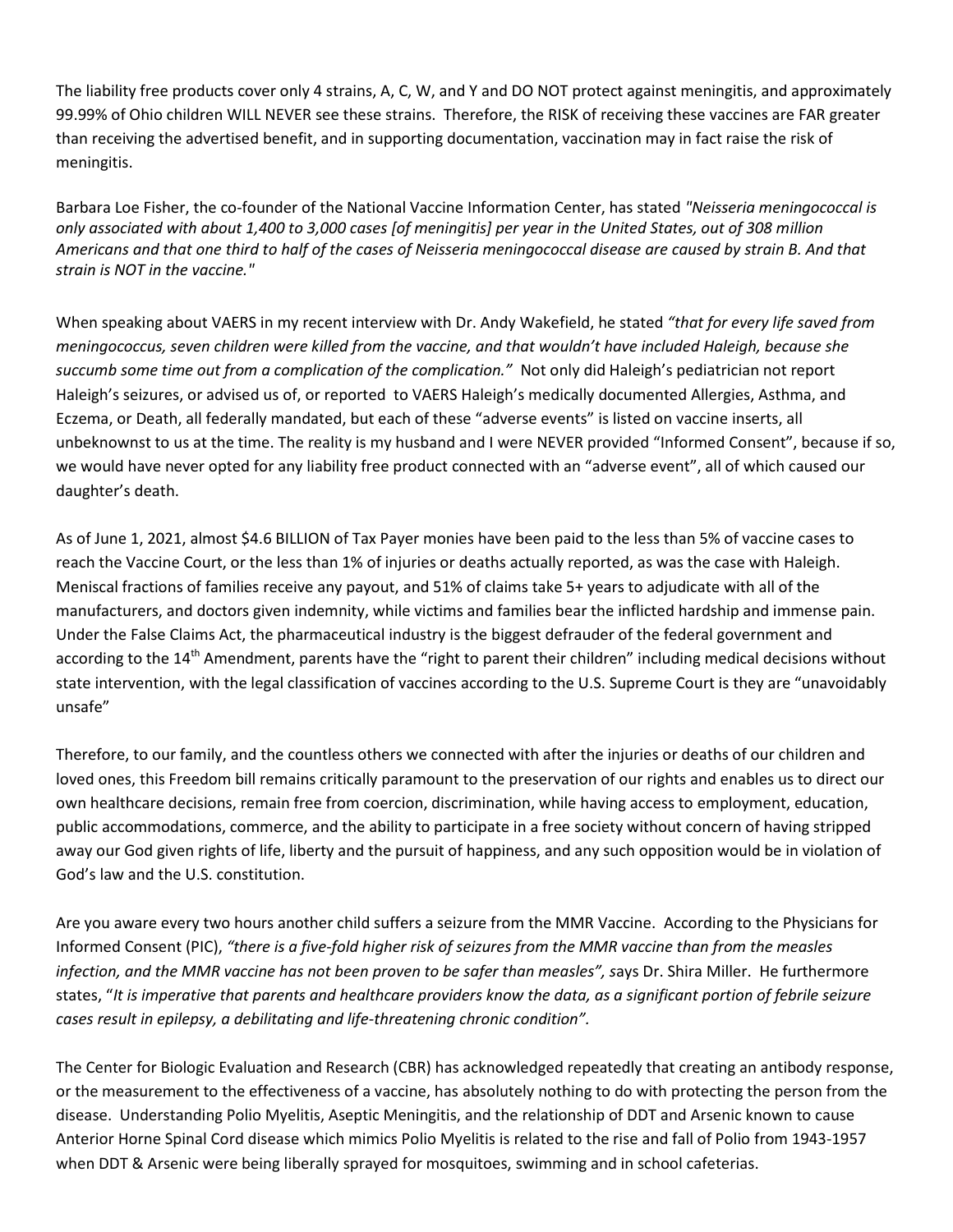The liability free products cover only 4 strains, A, C, W, and Y and DO NOT protect against meningitis, and approximately 99.99% of Ohio children WILL NEVER see these strains. Therefore, the RISK of receiving these vaccines are FAR greater than receiving the advertised benefit, and in supporting documentation, vaccination may in fact raise the risk of meningitis.

Barbara Loe Fisher, the co-founder of the National Vaccine Information Center, has stated *"Neisseria meningococcal is only associated with about 1,400 to 3,000 cases [of meningitis] per year in the United States, out of 308 million Americans and that one third to half of the cases of Neisseria meningococcal disease are caused by strain B. And that strain is NOT in the vaccine."*

When speaking about VAERS in my recent interview with Dr. Andy Wakefield, he stated *"that for every life saved from meningococcus, seven children were killed from the vaccine, and that wouldn't have included Haleigh, because she succumb some time out from a complication of the complication."* Not only did Haleigh's pediatrician not report Haleigh's seizures, or advised us of, or reported to VAERS Haleigh's medically documented Allergies, Asthma, and Eczema, or Death, all federally mandated, but each of these "adverse events" is listed on vaccine inserts, all unbeknownst to us at the time. The reality is my husband and I were NEVER provided "Informed Consent", because if so, we would have never opted for any liability free product connected with an "adverse event", all of which caused our daughter's death.

As of June 1, 2021, almost $4.6 BILLION of Tax Payer monies have been paid to the less than 5% of vaccine cases to reach the Vaccine Court, or the less than 1% of injuries or deaths actually reported, as was the case with Haleigh. Meniscal fractions of families receive any payout, and 51% of claims take 5+ years to adjudicate with all of the manufacturers, and doctors given indemnity, while victims and families bear the inflicted hardship and immense pain. Under the False Claims Act, the pharmaceutical industry is the biggest defrauder of the federal government and according to the 14th Amendment, parents have the "right to parent their children" including medical decisions without state intervention, with the legal classification of vaccines according to the U.S. Supreme Court is they are "unavoidably unsafe"

Therefore, to our family, and the countless others we connected with after the injuries or deaths of our children and loved ones, this Freedom bill remains critically paramount to the preservation of our rights and enables us to direct our own healthcare decisions, remain free from coercion, discrimination, while having access to employment, education, public accommodations, commerce, and the ability to participate in a free society without concern of having stripped away our God given rights of life, liberty and the pursuit of happiness, and any such opposition would be in violation of God's law and the U.S. constitution.

Are you aware every two hours another child suffers a seizure from the MMR Vaccine. According to the Physicians for Informed Consent (PIC), *"there is a five-fold higher risk of seizures from the MMR vaccine than from the measles infection, and the MMR vaccine has not been proven to be safer than measles"*, says Dr. Shira Miller. He furthermore states, "*It is imperative that parents and healthcare providers know the data, as a significant portion of febrile seizure cases result in epilepsy, a debilitating and life-threatening chronic condition".*

The Center for Biologic Evaluation and Research (CBR) has acknowledged repeatedly that creating an antibody response, or the measurement to the effectiveness of a vaccine, has absolutely nothing to do with protecting the person from the disease. Understanding Polio Myelitis, Aseptic Meningitis, and the relationship of DDT and Arsenic known to cause Anterior Horne Spinal Cord disease which mimics Polio Myelitis is related to the rise and fall of Polio from 1943-1957 when DDT & Arsenic were being liberally sprayed for mosquitoes, swimming and in school cafeterias.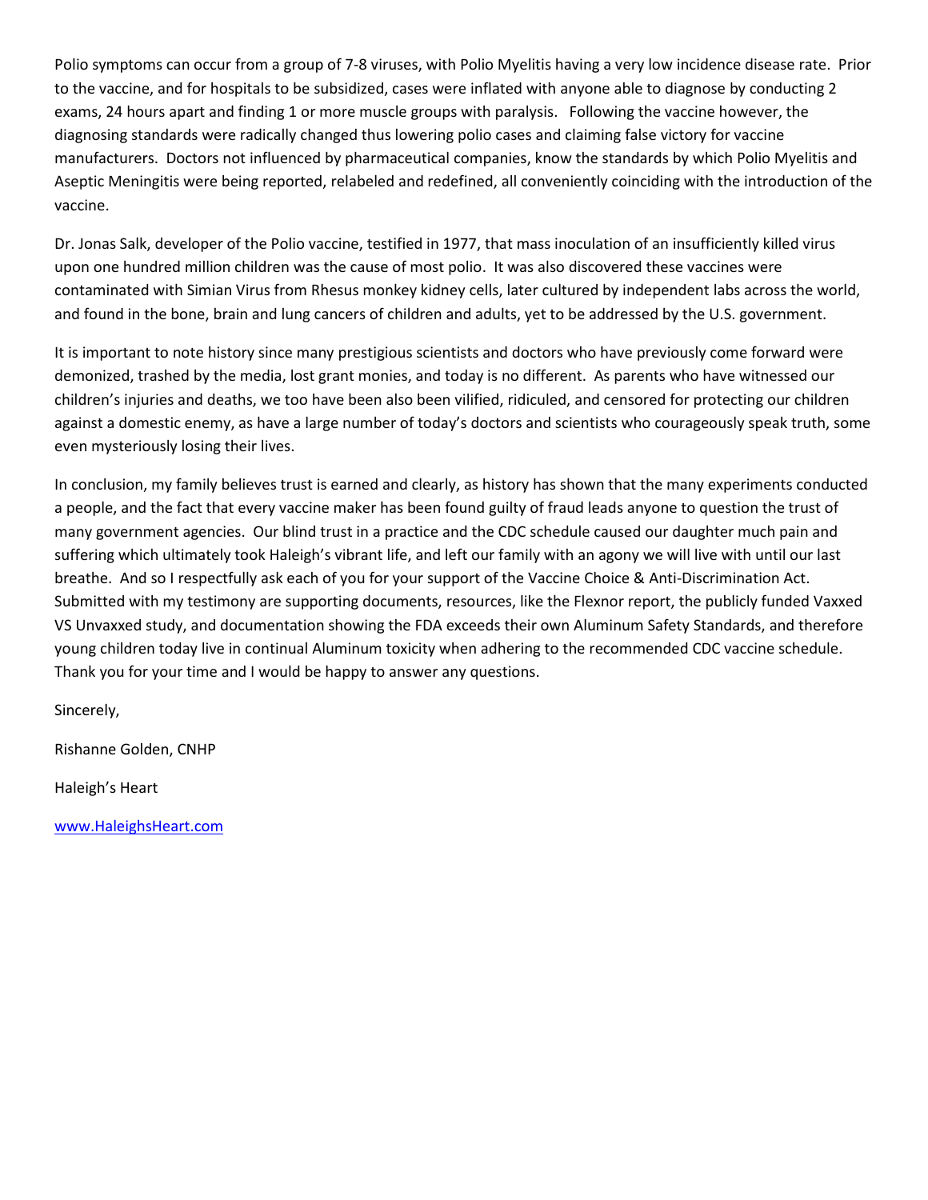Polio symptoms can occur from a group of 7-8 viruses, with Polio Myelitis having a very low incidence disease rate. Prior to the vaccine, and for hospitals to be subsidized, cases were inflated with anyone able to diagnose by conducting 2 exams, 24 hours apart and finding 1 or more muscle groups with paralysis. Following the vaccine however, the diagnosing standards were radically changed thus lowering polio cases and claiming false victory for vaccine manufacturers. Doctors not influenced by pharmaceutical companies, know the standards by which Polio Myelitis and Aseptic Meningitis were being reported, relabeled and redefined, all conveniently coinciding with the introduction of the vaccine.

Dr. Jonas Salk, developer of the Polio vaccine, testified in 1977, that mass inoculation of an insufficiently killed virus upon one hundred million children was the cause of most polio. It was also discovered these vaccines were contaminated with Simian Virus from Rhesus monkey kidney cells, later cultured by independent labs across the world, and found in the bone, brain and lung cancers of children and adults, yet to be addressed by the U.S. government.

It is important to note history since many prestigious scientists and doctors who have previously come forward were demonized, trashed by the media, lost grant monies, and today is no different. As parents who have witnessed our children's injuries and deaths, we too have been also been vilified, ridiculed, and censored for protecting our children against a domestic enemy, as have a large number of today's doctors and scientists who courageously speak truth, some even mysteriously losing their lives.

In conclusion, my family believes trust is earned and clearly, as history has shown that the many experiments conducted a people, and the fact that every vaccine maker has been found guilty of fraud leads anyone to question the trust of many government agencies. Our blind trust in a practice and the CDC schedule caused our daughter much pain and suffering which ultimately took Haleigh's vibrant life, and left our family with an agony we will live with until our last breathe. And so I respectfully ask each of you for your support of the Vaccine Choice & Anti-Discrimination Act. Submitted with my testimony are supporting documents, resources, like the Flexnor report, the publicly funded Vaxxed VS Unvaxxed study, and documentation showing the FDA exceeds their own Aluminum Safety Standards, and therefore young children today live in continual Aluminum toxicity when adhering to the recommended CDC vaccine schedule. Thank you for your time and I would be happy to answer any questions.

Sincerely,

Rishanne Golden, CNHP

Haleigh's Heart

[www.HaleighsHeart.com](http://www.HaleighsHeart.com)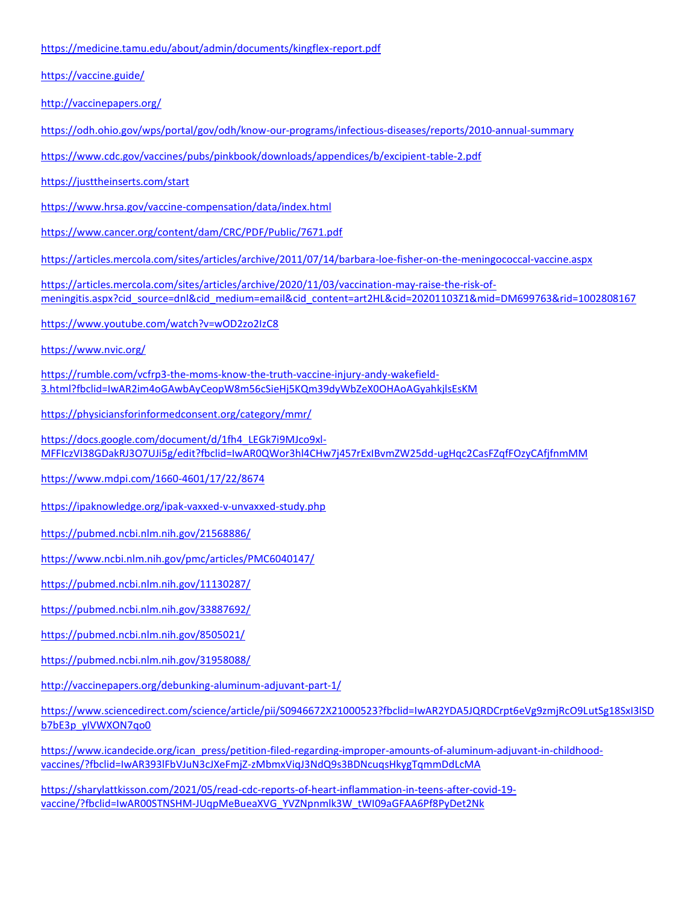https://medicine.tamu.edu/about/admin/documents/kingflex-report.pdf

https://vaccine.guide/

http://vaccinepapers.org/

https://odh.ohio.gov/wps/portal/gov/odh/know-our-programs/infectious-diseases/reports/2010-annual-summary

https://www.cdc.gov/vaccines/pubs/pinkbook/downloads/appendices/b/excipient-table-2.pdf

https://justtheinserts.com/start

https://www.hrsa.gov/vaccine-compensation/data/index.html

https://www.cancer.org/content/dam/CRC/PDF/Public/7671.pdf

https://articles.mercola.com/sites/articles/archive/2011/07/14/barbara-loe-fisher-on-the-meningococcal-vaccine.aspx

https://articles.mercola.com/sites/articles/archive/2020/11/03/vaccination-may-raise-the-risk-of-meningitis.aspx?cid_source=dnl&cid_medium=email&cid_content=art2HL&cid=20201103Z1&mid=DM699763&rid=1002808167

https://www.youtube.com/watch?v=wOD2zo2IzC8

https://www.nvic.org/

https://rumble.com/vcfrp3-the-moms-know-the-truth-vaccine-injury-andy-wakefield-3.html?fbclid=IwAR2im4oGAwbAyCeopW8m56cSieHj5KQm39dyWbZeX0OHAoAGyahkjlsEsKM

https://physiciansforinformedconsent.org/category/mmr/

https://docs.google.com/document/d/1fh4_LEGk7i9MJco9xl-MFFIczVI38GDakRJ3O7UJi5g/edit?fbclid=IwAR0QWor3hl4CHw7j457rExIBvmZW25dd-ugHqc2CasFZqfFOzyCAfjfnmMM

https://www.mdpi.com/1660-4601/17/22/8674

https://ipaknowledge.org/ipak-vaxxed-v-unvaxxed-study.php

https://pubmed.ncbi.nlm.nih.gov/21568886/

https://www.ncbi.nlm.nih.gov/pmc/articles/PMC6040147/

https://pubmed.ncbi.nlm.nih.gov/11130287/

https://pubmed.ncbi.nlm.nih.gov/33887692/

https://pubmed.ncbi.nlm.nih.gov/8505021/

https://pubmed.ncbi.nlm.nih.gov/31958088/

http://vaccinepapers.org/debunking-aluminum-adjuvant-part-1/

https://www.sciencedirect.com/science/article/pii/S0946672X21000523?fbclid=IwAR2YDA5JQRDCrpt6eVg9zmjRcO9LutSg18SxI3lSDb7bE3p_yIVWXON7qo0

https://www.icandecide.org/ican_press/petition-filed-regarding-improper-amounts-of-aluminum-adjuvant-in-childhood-vaccines/?fbclid=IwAR393lFbVJuN3cJXeFmjZ-zMbmxViqJ3NdQ9s3BDNcuqsHkygTqmmDdLcMA

https://sharylattkisson.com/2021/05/read-cdc-reports-of-heart-inflammation-in-teens-after-covid-19-vaccine/?fbclid=IwAR00STNSHM-JUqpMeBueaXVG_YVZNpnmlk3W_tWI09aGFAA6Pf8PyDet2Nk